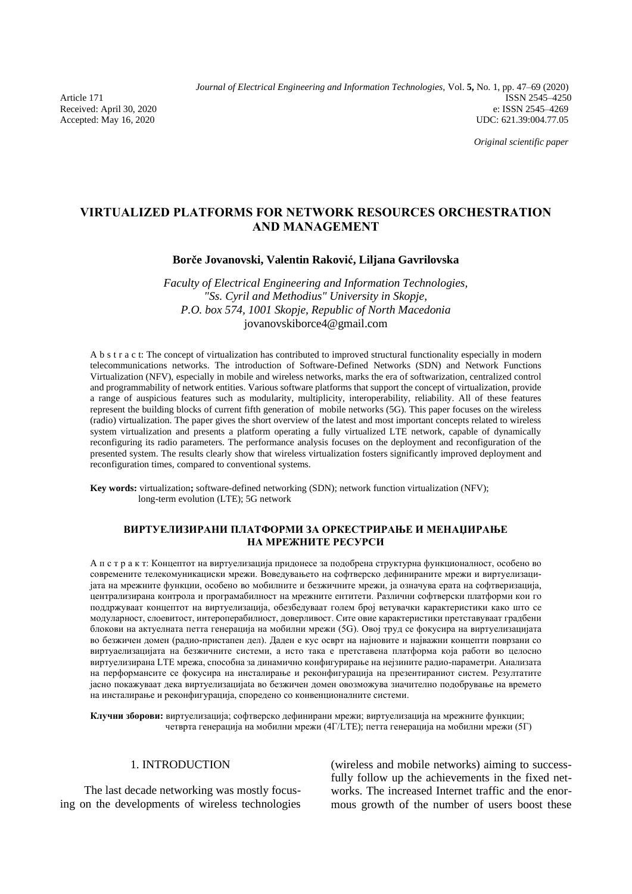Article 171
Received: April 30, 2020
Accepted: May 16, 2020

ISSN 2545–4250
e: ISSN 2545–4269
UDC: 621.39:004.77.05

*Original scientific paper*

# VIRTUALIZED PLATFORMS FOR NETWORK RESOURCES ORCHESTRATION AND MANAGEMENT

**Borče Jovanovski, Valentin Raković, Liljana Gavrilovska**

*Faculty of Electrical Engineering and Information Technologies, "Ss. Cyril and Methodius" University in Skopje, P.O. box 574, 1001 Skopje, Republic of North Macedonia*
jovanovskiborce4@gmail.com

A b s t r a c t: The concept of virtualization has contributed to improved structural functionality especially in modern telecommunications networks. The introduction of Software-Defined Networks (SDN) and Network Functions Virtualization (NFV), especially in mobile and wireless networks, marks the era of softwarization, centralized control and programmability of network entities. Various software platforms that support the concept of virtualization, provide a range of auspicious features such as modularity, multiplicity, interoperability, reliability. All of these features represent the building blocks of current fifth generation of mobile networks (5G). This paper focuses on the wireless (radio) virtualization. The paper gives the short overview of the latest and most important concepts related to wireless system virtualization and presents a platform operating a fully virtualized LTE network, capable of dynamically reconfiguring its radio parameters. The performance analysis focuses on the deployment and reconfiguration of the presented system. The results clearly show that wireless virtualization fosters significantly improved deployment and reconfiguration times, compared to conventional systems.

**Key words:** virtualization**;** software-defined networking (SDN); network function virtualization (NFV); long-term evolution (LTE); 5G network

## ВИРТУЕЛИЗИРАНИ ПЛАТФОРМИ ЗА ОРКЕСТРИРАЊЕ И МЕНАЏИРАЊЕ НА МРЕЖНИТЕ РЕСУРСИ

А п с т р а к т: Концептот на виртуелизација придонесе за подобрена структурна функционалност, особено во современите телекомуникациски мрежи. Воведувањето на софтверско дефинираните мрежи и виртуелизацијата на мрежните функции, особено во мобилните и безжичните мрежи, ја означува ерата на софтверизација, централизирана контрола и програмабилност на мрежните ентитети. Различни софтверски платформи кои го поддржуваат концептот на виртуелизација, обезбедуваат голем број ветувачки карактеристики како што се модуларност, слоевитост, интероперабилност, доверливост. Сите овие карактеристики претставуваат градбени блокови на актуелната петта генерација на мобилни мрежи (5G). Овој труд се фокусира на виртуелизацијата во безжичен домен (радио-пристапен дел). Даден е кус осврт на најновите и најважни концепти поврзани со виртуаелизацијата на безжичните системи, а исто така е претставена платформа која работи во целосно виртуелизирана LTE мрежа, способна за динамично конфигурирање на нејзините радио-параметри. Анализата на перформансите се фокусира на инсталирање и реконфигурација на презентираниот систем. Резултатите јасно покажуваат дека виртуелизацијата во безжичен домен овозможува значително подобрување на времето на инсталирање и реконфигурација, споредено со конвенционалните системи.

**Клучни зборови:** виртуелизација; софтверско дефинирани мрежи; виртуелизација на мрежните функции; четврта генерација на мобилни мрежи (4Г/LTE); петта генерација на мобилни мрежи (5Г)

## 1. INTRODUCTION

The last decade networking was mostly focusing on the developments of wireless technologies (wireless and mobile networks) aiming to successfully follow up the achievements in the fixed networks. The increased Internet traffic and the enormous growth of the number of users boost these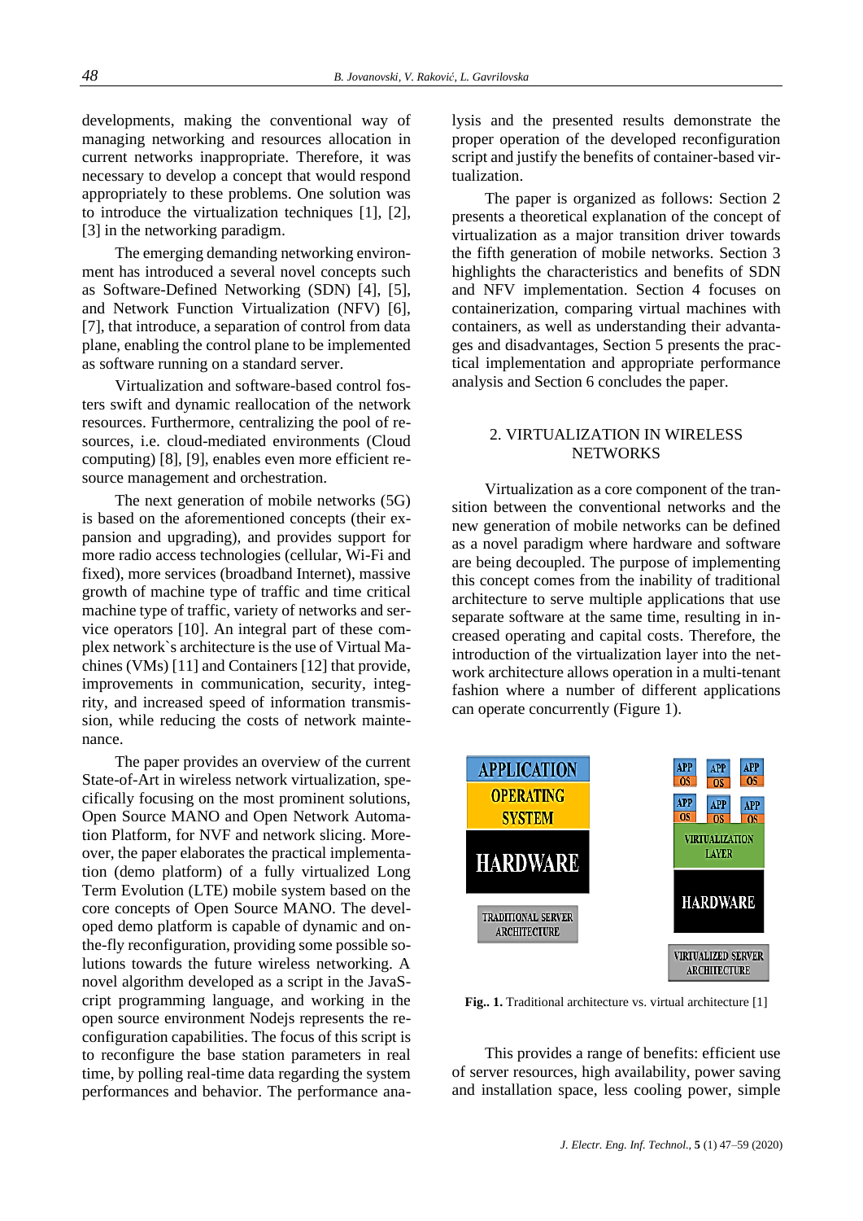developments, making the conventional way of managing networking and resources allocation in current networks inappropriate. Therefore, it was necessary to develop a concept that would respond appropriately to these problems. One solution was to introduce the virtualization techniques [1], [2], [3] in the networking paradigm.

The emerging demanding networking environment has introduced a several novel concepts such as Software-Defined Networking (SDN) [4], [5], and Network Function Virtualization (NFV) [6], [7], that introduce, a separation of control from data plane, enabling the control plane to be implemented as software running on a standard server.

Virtualization and software-based control fosters swift and dynamic reallocation of the network resources. Furthermore, centralizing the pool of resources, i.e. cloud-mediated environments (Cloud computing) [8], [9], enables even more efficient resource management and orchestration.

The next generation of mobile networks (5G) is based on the aforementioned concepts (their expansion and upgrading), and provides support for more radio access technologies (cellular, Wi-Fi and fixed), more services (broadband Internet), massive growth of machine type of traffic and time critical machine type of traffic, variety of networks and service operators [10]. An integral part of these complex network`s architecture is the use of Virtual Machines (VMs) [11] and Containers [12] that provide, improvements in communication, security, integrity, and increased speed of information transmission, while reducing the costs of network maintenance.

The paper provides an overview of the current State-of-Art in wireless network virtualization, specifically focusing on the most prominent solutions, Open Source MANO and Open Network Automation Platform, for NVF and network slicing. Moreover, the paper elaborates the practical implementation (demo platform) of a fully virtualized Long Term Evolution (LTE) mobile system based on the core concepts of Open Source MANO. The developed demo platform is capable of dynamic and on-the-fly reconfiguration, providing some possible solutions towards the future wireless networking. A novel algorithm developed as a script in the JavaScript programming language, and working in the open source environment Nodejs represents the reconfiguration capabilities. The focus of this script is to reconfigure the base station parameters in real time, by polling real-time data regarding the system performances and behavior. The performance analysis and the presented results demonstrate the proper operation of the developed reconfiguration script and justify the benefits of container-based virtualization.

The paper is organized as follows: Section 2 presents a theoretical explanation of the concept of virtualization as a major transition driver towards the fifth generation of mobile networks. Section 3 highlights the characteristics and benefits of SDN and NFV implementation. Section 4 focuses on containerization, comparing virtual machines with containers, as well as understanding their advantages and disadvantages, Section 5 presents the practical implementation and appropriate performance analysis and Section 6 concludes the paper.

## 2. VIRTUALIZATION IN WIRELESS NETWORKS

Virtualization as a core component of the transition between the conventional networks and the new generation of mobile networks can be defined as a novel paradigm where hardware and software are being decoupled. The purpose of implementing this concept comes from the inability of traditional architecture to serve multiple applications that use separate software at the same time, resulting in increased operating and capital costs. Therefore, the introduction of the virtualization layer into the network architecture allows operation in a multi-tenant fashion where a number of different applications can operate concurrently (Figure 1).

APPLICATION | OPERATING SYSTEM | HARDWARE | TRADITIONAL SERVER ARCHITECTURE

APP/OS (×6) | VIRTUALIZATION LAYER | HARDWARE | VIRTUALIZED SERVER ARCHITECTURE

**Fig.. 1.** Traditional architecture vs. virtual architecture [1]

This provides a range of benefits: efficient use of server resources, high availability, power saving and installation space, less cooling power, simple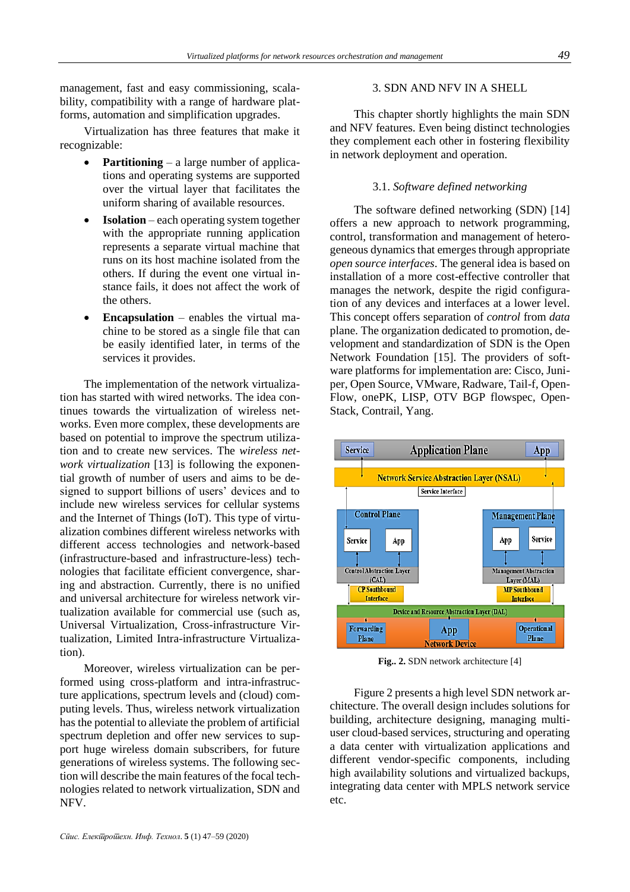management, fast and easy commissioning, scalability, compatibility with a range of hardware platforms, automation and simplification upgrades.

Virtualization has three features that make it recognizable:

- **Partitioning** – a large number of applications and operating systems are supported over the virtual layer that facilitates the uniform sharing of available resources.
- **Isolation** – each operating system together with the appropriate running application represents a separate virtual machine that runs on its host machine isolated from the others. If during the event one virtual instance fails, it does not affect the work of the others.
- **Encapsulation** – enables the virtual machine to be stored as a single file that can be easily identified later, in terms of the services it provides.

The implementation of the network virtualization has started with wired networks. The idea continues towards the virtualization of wireless networks. Even more complex, these developments are based on potential to improve the spectrum utilization and to create new services. The *wireless network virtualization* [13] is following the exponential growth of number of users and aims to be designed to support billions of users' devices and to include new wireless services for cellular systems and the Internet of Things (IoT). This type of virtualization combines different wireless networks with different access technologies and network-based (infrastructure-based and infrastructure-less) technologies that facilitate efficient convergence, sharing and abstraction. Currently, there is no unified and universal architecture for wireless network virtualization available for commercial use (such as, Universal Virtualization, Cross-infrastructure Virtualization, Limited Intra-infrastructure Virtualization).

Moreover, wireless virtualization can be performed using cross-platform and intra-infrastructure applications, spectrum levels and (cloud) computing levels. Thus, wireless network virtualization has the potential to alleviate the problem of artificial spectrum depletion and offer new services to support huge wireless domain subscribers, for future generations of wireless systems. The following section will describe the main features of the focal technologies related to network virtualization, SDN and NFV.

## 3. SDN AND NFV IN A SHELL

This chapter shortly highlights the main SDN and NFV features. Even being distinct technologies they complement each other in fostering flexibility in network deployment and operation.

### 3.1. *Software defined networking*

The software defined networking (SDN) [14] offers a new approach to network programming, control, transformation and management of heterogeneous dynamics that emerges through appropriate *open source interfaces*. The general idea is based on installation of a more cost-effective controller that manages the network, despite the rigid configuration of any devices and interfaces at a lower level. This concept offers separation of *control* from *data* plane. The organization dedicated to promotion, development and standardization of SDN is the Open Network Foundation [15]. The providers of software platforms for implementation are: Cisco, Juniper, Open Source, VMware, Radware, Tail-f, OpenFlow, onePK, LISP, OTV BGP flowspec, OpenStack, Contrail, Yang.

**Fig.. 2.** SDN network architecture [4]

Figure 2 presents a high level SDN network architecture. The overall design includes solutions for building, architecture designing, managing multi-user cloud-based services, structuring and operating a data center with virtualization applications and different vendor-specific components, including high availability solutions and virtualized backups, integrating data center with MPLS network service etc.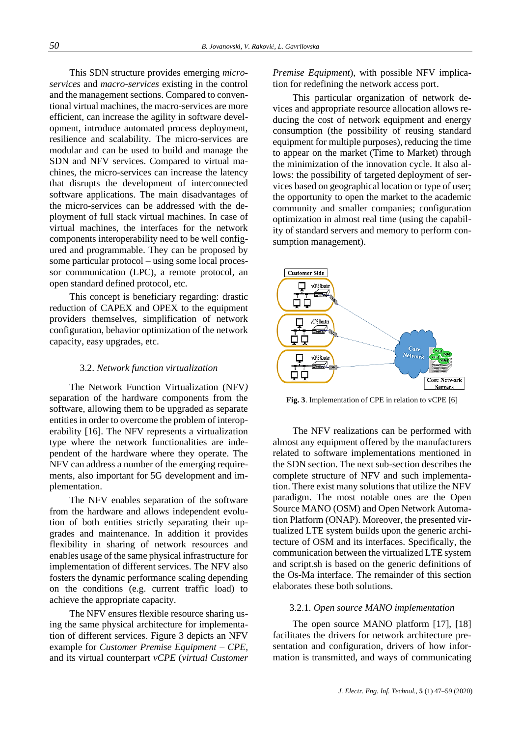This SDN structure provides emerging *micro-services* and *macro-services* existing in the control and the management sections. Compared to conventional virtual machines, the macro-services are more efficient, can increase the agility in software development, introduce automated process deployment, resilience and scalability. The micro-services are modular and can be used to build and manage the SDN and NFV services. Compared to virtual machines, the micro-services can increase the latency that disrupts the development of interconnected software applications. The main disadvantages of the micro-services can be addressed with the deployment of full stack virtual machines. In case of virtual machines, the interfaces for the network components interoperability need to be well configured and programmable. They can be proposed by some particular protocol – using some local processor communication (LPC), a remote protocol, an open standard defined protocol, etc.

This concept is beneficiary regarding: drastic reduction of CAPEX and OPEX to the equipment providers themselves, simplification of network configuration, behavior optimization of the network capacity, easy upgrades, etc.

### 3.2. *Network function virtualization*

The Network Function Virtualization (NFV*)* separation of the hardware components from the software, allowing them to be upgraded as separate entities in order to overcome the problem of interoperability [16]. The NFV represents a virtualization type where the network functionalities are independent of the hardware where they operate. The NFV can address a number of the emerging requirements, also important for 5G development and implementation.

The NFV enables separation of the software from the hardware and allows independent evolution of both entities strictly separating their upgrades and maintenance. In addition it provides flexibility in sharing of network resources and enables usage of the same physical infrastructure for implementation of different services. The NFV also fosters the dynamic performance scaling depending on the conditions (e.g. current traffic load) to achieve the appropriate capacity.

The NFV ensures flexible resource sharing using the same physical architecture for implementation of different services. Figure 3 depicts an NFV example for *Customer Premise Equipment – CPE*, and its virtual counterpart *vCPE* (*virtual Customer Premise Equipment*), with possible NFV implication for redefining the network access port.

This particular organization of network devices and appropriate resource allocation allows reducing the cost of network equipment and energy consumption (the possibility of reusing standard equipment for multiple purposes), reducing the time to appear on the market (Time to Market) through the minimization of the innovation cycle. It also allows: the possibility of targeted deployment of services based on geographical location or type of user; the opportunity to open the market to the academic community and smaller companies; configuration optimization in almost real time (using the capability of standard servers and memory to perform consumption management).

**Fig. 3**. Implementation of CPE in relation to vCPE [6]

The NFV realizations can be performed with almost any equipment offered by the manufacturers related to software implementations mentioned in the SDN section. The next sub-section describes the complete structure of NFV and such implementation. There exist many solutions that utilize the NFV paradigm. The most notable ones are the Open Source MANO (OSM) and Open Network Automation Platform (ONAP). Moreover, the presented virtualized LTE system builds upon the generic architecture of OSM and its interfaces. Specifically, the communication between the virtualized LTE system and script.sh is based on the generic definitions of the Os-Ma interface. The remainder of this section elaborates these both solutions.

#### 3.2.1. *Open source MANO implementation*

The open source MANO platform [17], [18] facilitates the drivers for network architecture presentation and configuration, drivers of how information is transmitted, and ways of communicating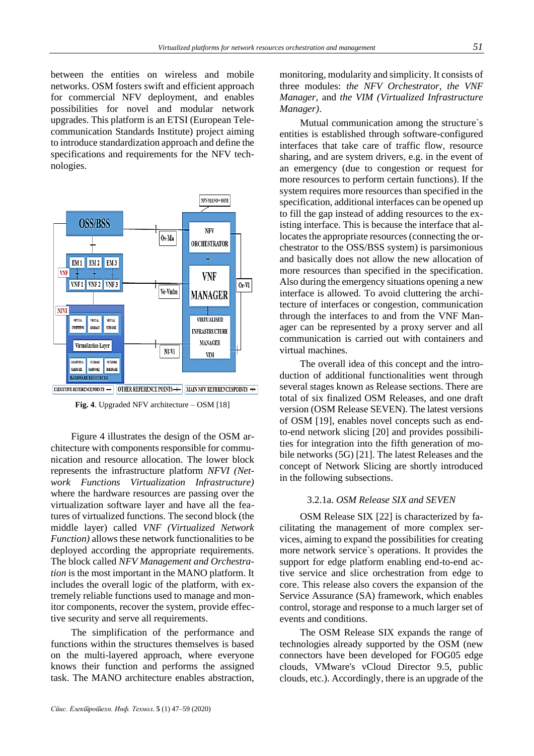between the entities on wireless and mobile networks. OSM fosters swift and efficient approach for commercial NFV deployment, and enables possibilities for novel and modular network upgrades. This platform is an ETSI (European Telecommunication Standards Institute) project aiming to introduce standardization approach and define the specifications and requirements for the NFV technologies.

**Fig. 4**. Upgraded NFV architecture – OSM [18]

Figure 4 illustrates the design of the OSM architecture with components responsible for communication and resource allocation. The lower block represents the infrastructure platform *NFVI (Network Functions Virtualization Infrastructure)* where the hardware resources are passing over the virtualization software layer and have all the features of virtualized functions. The second block (the middle layer) called *VNF (Virtualized Network Function)* allows these network functionalities to be deployed according the appropriate requirements. The block called *NFV Management and Orchestration* is the most important in the MANO platform. It includes the overall logic of the platform, with extremely reliable functions used to manage and monitor components, recover the system, provide effective security and serve all requirements.

The simplification of the performance and functions within the structures themselves is based on the multi-layered approach, where everyone knows their function and performs the assigned task. The MANO architecture enables abstraction, monitoring, modularity and simplicity. It consists of three modules: *the NFV Orchestrator*, *the VNF Manager*, and *the VIM (Virtualized Infrastructure Manager)*.

Mutual communication among the structure`s entities is established through software-configured interfaces that take care of traffic flow, resource sharing, and are system drivers, e.g. in the event of an emergency (due to congestion or request for more resources to perform certain functions). If the system requires more resources than specified in the specification, additional interfaces can be opened up to fill the gap instead of adding resources to the existing interface. This is because the interface that allocates the appropriate resources (connecting the orchestrator to the OSS/BSS system) is parsimonious and basically does not allow the new allocation of more resources than specified in the specification. Also during the emergency situations opening a new interface is allowed. To avoid cluttering the architecture of interfaces or congestion, communication through the interfaces to and from the VNF Manager can be represented by a proxy server and all communication is carried out with containers and virtual machines.

The overall idea of this concept and the introduction of additional functionalities went through several stages known as Release sections. There are total of six finalized OSM Releases, and one draft version (OSM Release SEVEN). The latest versions of OSM [19], enables novel concepts such as end-to-end network slicing [20] and provides possibilities for integration into the fifth generation of mobile networks (5G) [21]. The latest Releases and the concept of Network Slicing are shortly introduced in the following subsections.

### 3.2.1a. *OSM Release SIX and SEVEN*

OSM Release SIX [22] is characterized by facilitating the management of more complex services, aiming to expand the possibilities for creating more network service`s operations. It provides the support for edge platform enabling end-to-end active service and slice orchestration from edge to core. This release also covers the expansion of the Service Assurance (SA) framework, which enables control, storage and response to a much larger set of events and conditions.

The OSM Release SIX expands the range of technologies already supported by the OSM (new connectors have been developed for FOG05 edge clouds, VMware's vCloud Director 9.5, public clouds, etc.). Accordingly, there is an upgrade of the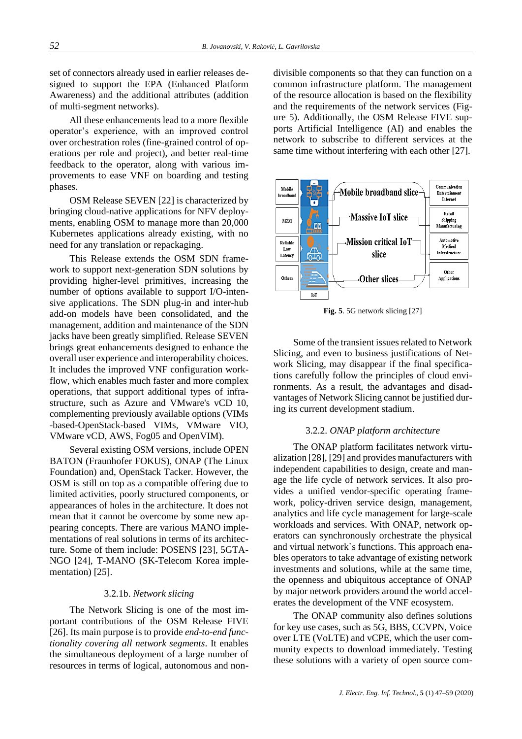set of connectors already used in earlier releases designed to support the EPA (Enhanced Platform Awareness) and the additional attributes (addition of multi-segment networks).

All these enhancements lead to a more flexible operator's experience, with an improved control over orchestration roles (fine-grained control of operations per role and project), and better real-time feedback to the operator, along with various improvements to ease VNF on boarding and testing phases.

OSM Release SEVEN [22] is characterized by bringing cloud-native applications for NFV deployments, enabling OSM to manage more than 20,000 Kubernetes applications already existing, with no need for any translation or repackaging.

This Release extends the OSM SDN framework to support next-generation SDN solutions by providing higher-level primitives, increasing the number of options available to support I/O-intensive applications. The SDN plug-in and inter-hub add-on models have been consolidated, and the management, addition and maintenance of the SDN jacks have been greatly simplified. Release SEVEN brings great enhancements designed to enhance the overall user experience and interoperability choices. It includes the improved VNF configuration workflow, which enables much faster and more complex operations, that support additional types of infrastructure, such as Azure and VMware's vCD 10, complementing previously available options (VIMs -based-OpenStack-based VIMs, VMware VIO, VMware vCD, AWS, Fog05 and OpenVIM).

Several existing OSM versions, include OPEN BATON (Fraunhofer FOKUS), ONAP (The Linux Foundation) and, OpenStack Tacker. However, the OSM is still on top as a compatible offering due to limited activities, poorly structured components, or appearances of holes in the architecture. It does not mean that it cannot be overcome by some new appearing concepts. There are various MANO implementations of real solutions in terms of its architecture. Some of them include: POSENS [23], 5GTANGO [24], T-MANO (SK-Telecom Korea implementation) [25].

### 3.2.1b. *Network slicing*

The Network Slicing is one of the most important contributions of the OSM Release FIVE [26]. Its main purpose is to provide *end-to-end functionality covering all network segments*. It enables the simultaneous deployment of a large number of resources in terms of logical, autonomous and non-divisible components so that they can function on a common infrastructure platform. The management of the resource allocation is based on the flexibility and the requirements of the network services (Figure 5). Additionally, the OSM Release FIVE supports Artificial Intelligence (AI) and enables the network to subscribe to different services at the same time without interfering with each other [27].

**Fig. 5**. 5G network slicing [27]

Some of the transient issues related to Network Slicing, and even to business justifications of Network Slicing, may disappear if the final specifications carefully follow the principles of cloud environments. As a result, the advantages and disadvantages of Network Slicing cannot be justified during its current development stadium.

### 3.2.2. *ONAP platform architecture*

The ONAP platform facilitates network virtualization [28], [29] and provides manufacturers with independent capabilities to design, create and manage the life cycle of network services. It also provides a unified vendor-specific operating framework, policy-driven service design, management, analytics and life cycle management for large-scale workloads and services. With ONAP, network operators can synchronously orchestrate the physical and virtual network`s functions. This approach enables operators to take advantage of existing network investments and solutions, while at the same time, the openness and ubiquitous acceptance of ONAP by major network providers around the world accelerates the development of the VNF ecosystem.

The ONAP community also defines solutions for key use cases, such as 5G, BBS, CCVPN, Voice over LTE (VoLTE) and vCPE, which the user community expects to download immediately. Testing these solutions with a variety of open source com-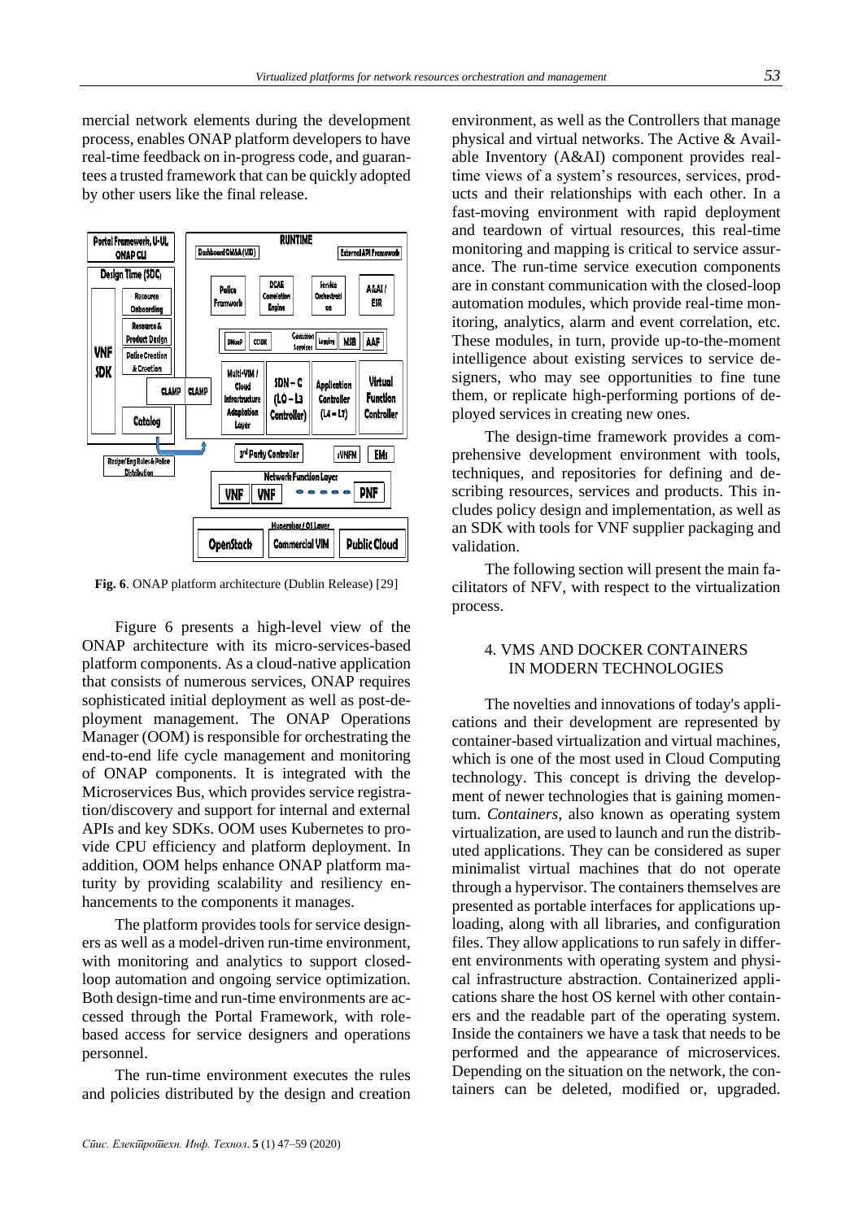mercial network elements during the development process, enables ONAP platform developers to have real-time feedback on in-progress code, and guarantees a trusted framework that can be quickly adopted by other users like the final release.

**Fig. 6**. ONAP platform architecture (Dublin Release) [29]

Figure 6 presents a high-level view of the ONAP architecture with its micro-services-based platform components. As a cloud-native application that consists of numerous services, ONAP requires sophisticated initial deployment as well as post-deployment management. The ONAP Operations Manager (OOM) is responsible for orchestrating the end-to-end life cycle management and monitoring of ONAP components. It is integrated with the Microservices Bus, which provides service registration/discovery and support for internal and external APIs and key SDKs. OOM uses Kubernetes to provide CPU efficiency and platform deployment. In addition, OOM helps enhance ONAP platform maturity by providing scalability and resiliency enhancements to the components it manages.

The platform provides tools for service designers as well as a model-driven run-time environment, with monitoring and analytics to support closed-loop automation and ongoing service optimization. Both design-time and run-time environments are accessed through the Portal Framework, with role-based access for service designers and operations personnel.

The run-time environment executes the rules and policies distributed by the design and creation environment, as well as the Controllers that manage physical and virtual networks. The Active & Available Inventory (A&AI) component provides real-time views of a system's resources, services, products and their relationships with each other. In a fast-moving environment with rapid deployment and teardown of virtual resources, this real-time monitoring and mapping is critical to service assurance. The run-time service execution components are in constant communication with the closed-loop automation modules, which provide real-time monitoring, analytics, alarm and event correlation, etc. These modules, in turn, provide up-to-the-moment intelligence about existing services to service designers, who may see opportunities to fine tune them, or replicate high-performing portions of deployed services in creating new ones.

The design-time framework provides a comprehensive development environment with tools, techniques, and repositories for defining and describing resources, services and products. This includes policy design and implementation, as well as an SDK with tools for VNF supplier packaging and validation.

The following section will present the main facilitators of NFV, with respect to the virtualization process.

## 4. VMS AND DOCKER CONTAINERS IN MODERN TECHNOLOGIES

The novelties and innovations of today's applications and their development are represented by container-based virtualization and virtual machines, which is one of the most used in Cloud Computing technology. This concept is driving the development of newer technologies that is gaining momentum. *Containers*, also known as operating system virtualization, are used to launch and run the distributed applications. They can be considered as super minimalist virtual machines that do not operate through a hypervisor. The containers themselves are presented as portable interfaces for applications uploading, along with all libraries, and configuration files. They allow applications to run safely in different environments with operating system and physical infrastructure abstraction. Containerized applications share the host OS kernel with other containers and the readable part of the operating system. Inside the containers we have a task that needs to be performed and the appearance of microservices. Depending on the situation on the network, the containers can be deleted, modified or, upgraded.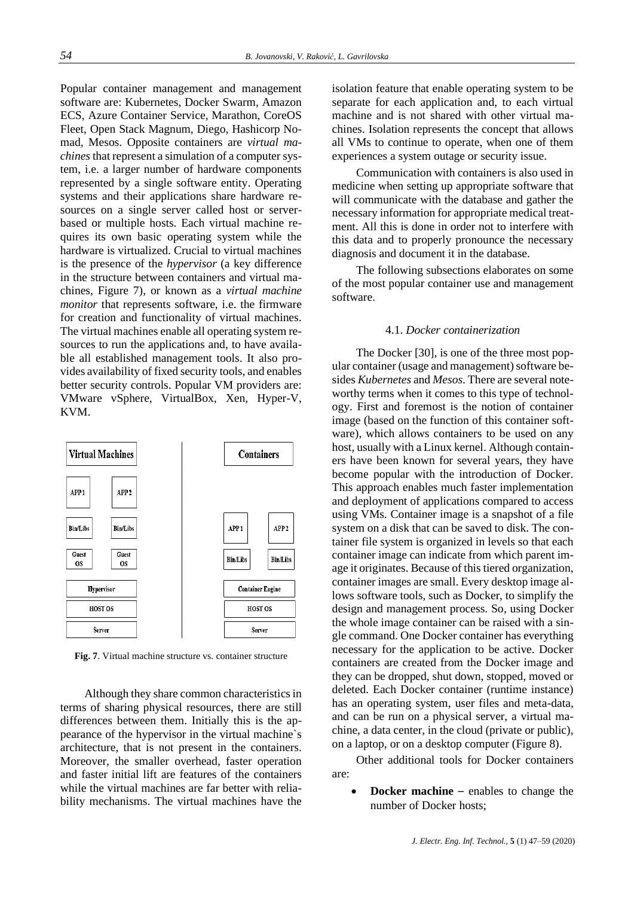Popular container management and management software are: Kubernetes, Docker Swarm, Amazon ECS, Azure Container Service, Marathon, CoreOS Fleet, Open Stack Magnum, Diego, Hashicorp Nomad, Mesos. Opposite containers are *virtual machines* that represent a simulation of a computer system, i.e. a larger number of hardware components represented by a single software entity. Operating systems and their applications share hardware resources on a single server called host or server-based or multiple hosts. Each virtual machine requires its own basic operating system while the hardware is virtualized. Crucial to virtual machines is the presence of the *hypervisor* (a key difference in the structure between containers and virtual machines, Figure 7), or known as a *virtual machine monitor* that represents software, i.e. the firmware for creation and functionality of virtual machines. The virtual machines enable all operating system resources to run the applications and, to have available all established management tools. It also provides availability of fixed security tools, and enables better security controls. Popular VM providers are: VMware vSphere, VirtualBox, Xen, Hyper-V, KVM.

| Virtual Machines | | Containers | |
|---|---|---|---|
| APP1 | APP2 | | |
| Bin/Libs | Bin/Libs | APP1 | APP2 |
| Guest OS | Guest OS | Bin/Libs | Bin/Libs |
| Hypervisor | | Container Engine | |
| HOST OS | | HOST OS | |
| Server | | Server | |

**Fig. 7**. Virtual machine structure vs. container structure

Although they share common characteristics in terms of sharing physical resources, there are still differences between them. Initially this is the appearance of the hypervisor in the virtual machine`s architecture, that is not present in the containers. Moreover, the smaller overhead, faster operation and faster initial lift are features of the containers while the virtual machines are far better with reliability mechanisms. The virtual machines have the isolation feature that enable operating system to be separate for each application and, to each virtual machine and is not shared with other virtual machines. Isolation represents the concept that allows all VMs to continue to operate, when one of them experiences a system outage or security issue.

Communication with containers is also used in medicine when setting up appropriate software that will communicate with the database and gather the necessary information for appropriate medical treatment. All this is done in order not to interfere with this data and to properly pronounce the necessary diagnosis and document it in the database.

The following subsections elaborates on some of the most popular container use and management software.

### 4.1. *Docker containerization*

The Docker [30], is one of the three most popular container (usage and management) software besides *Kubernetes* and *Mesos*. There are several noteworthy terms when it comes to this type of technology. First and foremost is the notion of container image (based on the function of this container software), which allows containers to be used on any host, usually with a Linux kernel. Although containers have been known for several years, they have become popular with the introduction of Docker. This approach enables much faster implementation and deployment of applications compared to access using VMs. Container image is a snapshot of a file system on a disk that can be saved to disk. The container file system is organized in levels so that each container image can indicate from which parent image it originates. Because of this tiered organization, container images are small. Every desktop image allows software tools, such as Docker, to simplify the design and management process. So, using Docker the whole image container can be raised with a single command. One Docker container has everything necessary for the application to be active. Docker containers are created from the Docker image and they can be dropped, shut down, stopped, moved or deleted. Each Docker container (runtime instance) has an operating system, user files and meta-data, and can be run on a physical server, a virtual machine, a data center, in the cloud (private or public), on a laptop, or on a desktop computer (Figure 8).

Other additional tools for Docker containers are:

- **Docker machine –** enables to change the number of Docker hosts;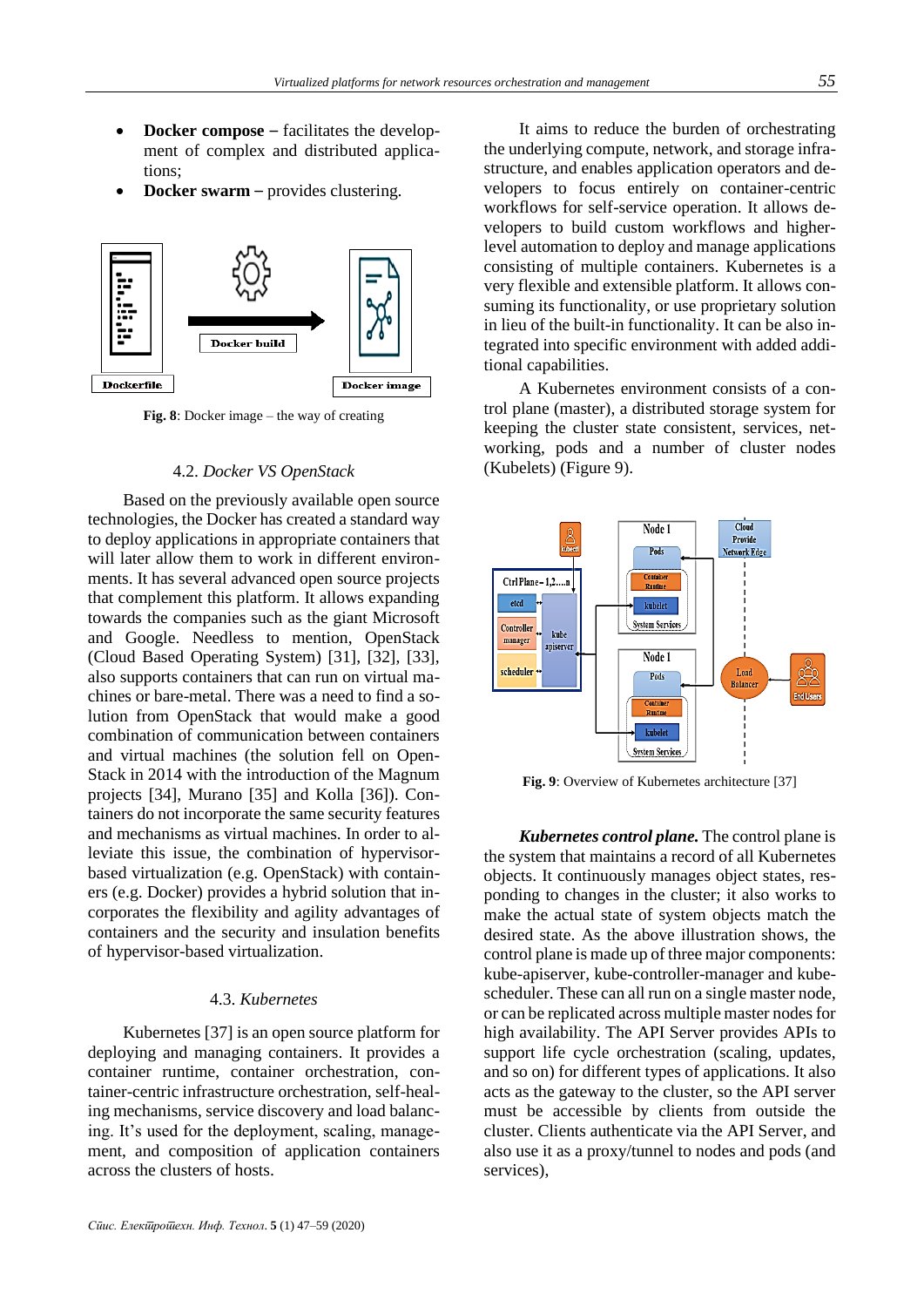- **Docker compose** – facilitates the development of complex and distributed applications;
- **Docker swarm** – provides clustering.

**Fig. 8**: Docker image – the way of creating

### 4.2. *Docker VS OpenStack*

Based on the previously available open source technologies, the Docker has created a standard way to deploy applications in appropriate containers that will later allow them to work in different environments. It has several advanced open source projects that complement this platform. It allows expanding towards the companies such as the giant Microsoft and Google. Needless to mention, OpenStack (Cloud Based Operating System) [31], [32], [33], also supports containers that can run on virtual machines or bare-metal. There was a need to find a solution from OpenStack that would make a good combination of communication between containers and virtual machines (the solution fell on OpenStack in 2014 with the introduction of the Magnum projects [34], Murano [35] and Kolla [36]). Containers do not incorporate the same security features and mechanisms as virtual machines. In order to alleviate this issue, the combination of hypervisor-based virtualization (e.g. OpenStack) with containers (e.g. Docker) provides a hybrid solution that incorporates the flexibility and agility advantages of containers and the security and insulation benefits of hypervisor-based virtualization.

### 4.3. *Kubernetes*

Kubernetes [37] is an open source platform for deploying and managing containers. It provides a container runtime, container orchestration, container-centric infrastructure orchestration, self-healing mechanisms, service discovery and load balancing. It's used for the deployment, scaling, management, and composition of application containers across the clusters of hosts.

It aims to reduce the burden of orchestrating the underlying compute, network, and storage infrastructure, and enables application operators and developers to focus entirely on container-centric workflows for self-service operation. It allows developers to build custom workflows and higher-level automation to deploy and manage applications consisting of multiple containers. Kubernetes is a very flexible and extensible platform. It allows consuming its functionality, or use proprietary solution in lieu of the built-in functionality. It can be also integrated into specific environment with added additional capabilities.

A Kubernetes environment consists of a control plane (master), a distributed storage system for keeping the cluster state consistent, services, networking, pods and a number of cluster nodes (Kubelets) (Figure 9).

**Fig. 9**: Overview of Kubernetes architecture [37]

***Kubernetes control plane.*** The control plane is the system that maintains a record of all Kubernetes objects. It continuously manages object states, responding to changes in the cluster; it also works to make the actual state of system objects match the desired state. As the above illustration shows, the control plane is made up of three major components: kube-apiserver, kube-controller-manager and kube-scheduler. These can all run on a single master node, or can be replicated across multiple master nodes for high availability. The API Server provides APIs to support life cycle orchestration (scaling, updates, and so on) for different types of applications. It also acts as the gateway to the cluster, so the API server must be accessible by clients from outside the cluster. Clients authenticate via the API Server, and also use it as a proxy/tunnel to nodes and pods (and services),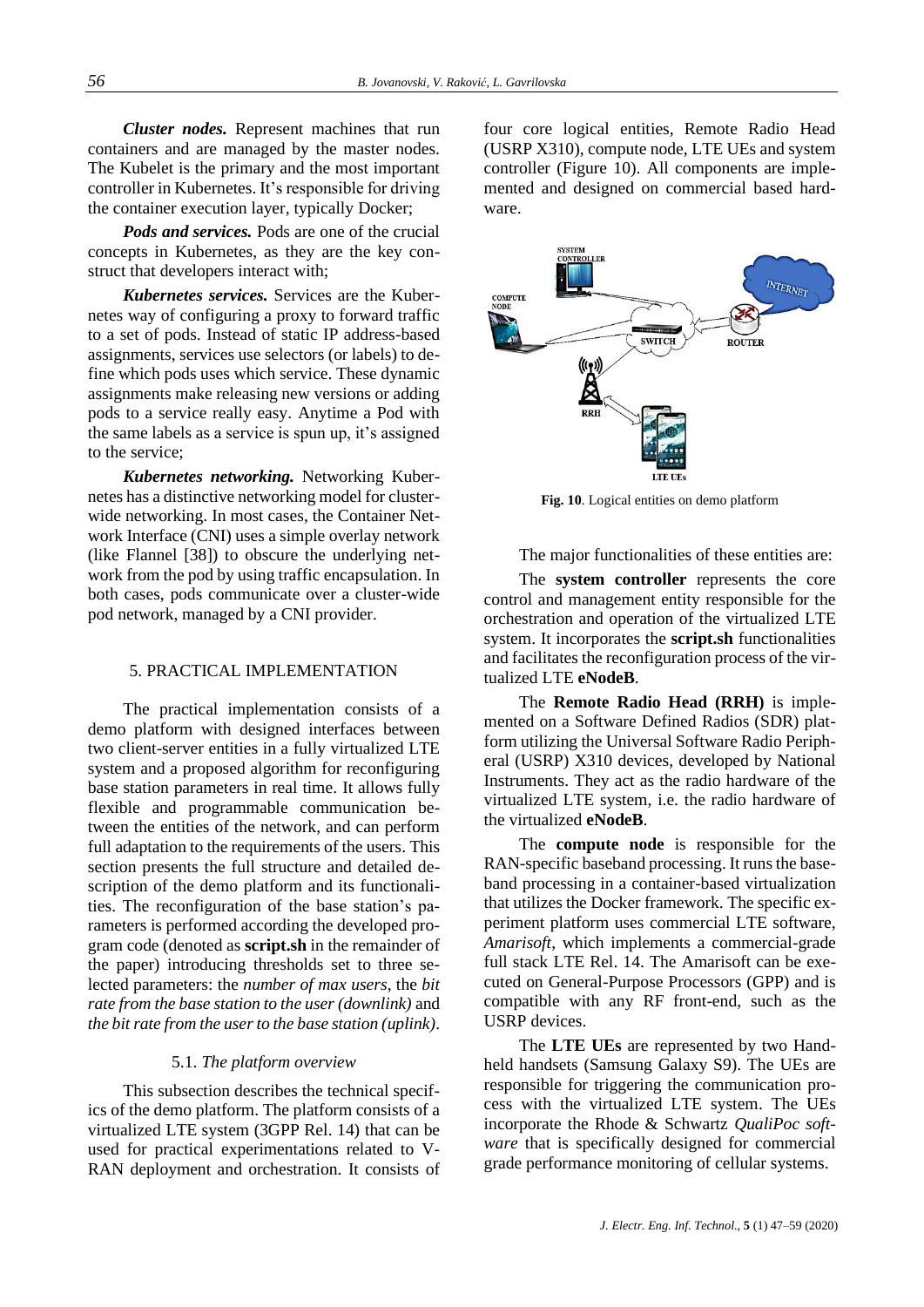***Cluster nodes.*** Represent machines that run containers and are managed by the master nodes. The Kubelet is the primary and the most important controller in Kubernetes. It's responsible for driving the container execution layer, typically Docker;

***Pods and services.*** Pods are one of the crucial concepts in Kubernetes, as they are the key construct that developers interact with;

***Kubernetes services.*** Services are the Kubernetes way of configuring a proxy to forward traffic to a set of pods. Instead of static IP address-based assignments, services use selectors (or labels) to define which pods uses which service. These dynamic assignments make releasing new versions or adding pods to a service really easy. Anytime a Pod with the same labels as a service is spun up, it's assigned to the service;

***Kubernetes networking.*** Networking Kubernetes has a distinctive networking model for cluster-wide networking. In most cases, the Container Network Interface (CNI) uses a simple overlay network (like Flannel [38]) to obscure the underlying network from the pod by using traffic encapsulation. In both cases, pods communicate over a cluster-wide pod network, managed by a CNI provider.

## 5. PRACTICAL IMPLEMENTATION

The practical implementation consists of a demo platform with designed interfaces between two client-server entities in a fully virtualized LTE system and a proposed algorithm for reconfiguring base station parameters in real time. It allows fully flexible and programmable communication between the entities of the network, and can perform full adaptation to the requirements of the users. This section presents the full structure and detailed description of the demo platform and its functionalities. The reconfiguration of the base station's parameters is performed according the developed program code (denoted as **script.sh** in the remainder of the paper) introducing thresholds set to three selected parameters: the *number of max users*, the *bit rate from the base station to the user (downlink)* and *the bit rate from the user to the base station (uplink)*.

### 5.1. *The platform overview*

This subsection describes the technical specifics of the demo platform. The platform consists of a virtualized LTE system (3GPP Rel. 14) that can be used for practical experimentations related to V-RAN deployment and orchestration. It consists of four core logical entities, Remote Radio Head (USRP X310), compute node, LTE UEs and system controller (Figure 10). All components are implemented and designed on commercial based hardware.

**Fig. 10**. Logical entities on demo platform

The major functionalities of these entities are:

The **system controller** represents the core control and management entity responsible for the orchestration and operation of the virtualized LTE system. It incorporates the **script.sh** functionalities and facilitates the reconfiguration process of the virtualized LTE **eNodeB**.

The **Remote Radio Head (RRH)** is implemented on a Software Defined Radios (SDR) platform utilizing the Universal Software Radio Peripheral (USRP) X310 devices, developed by National Instruments. They act as the radio hardware of the virtualized LTE system, i.e. the radio hardware of the virtualized **eNodeB**.

The **compute node** is responsible for the RAN-specific baseband processing. It runs the baseband processing in a container-based virtualization that utilizes the Docker framework. The specific experiment platform uses commercial LTE software, *Amarisoft*, which implements a commercial-grade full stack LTE Rel. 14. The Amarisoft can be executed on General-Purpose Processors (GPP) and is compatible with any RF front-end, such as the USRP devices.

The **LTE UEs** are represented by two Handheld handsets (Samsung Galaxy S9). The UEs are responsible for triggering the communication process with the virtualized LTE system. The UEs incorporate the Rhode & Schwartz *QualiPoc software* that is specifically designed for commercial grade performance monitoring of cellular systems.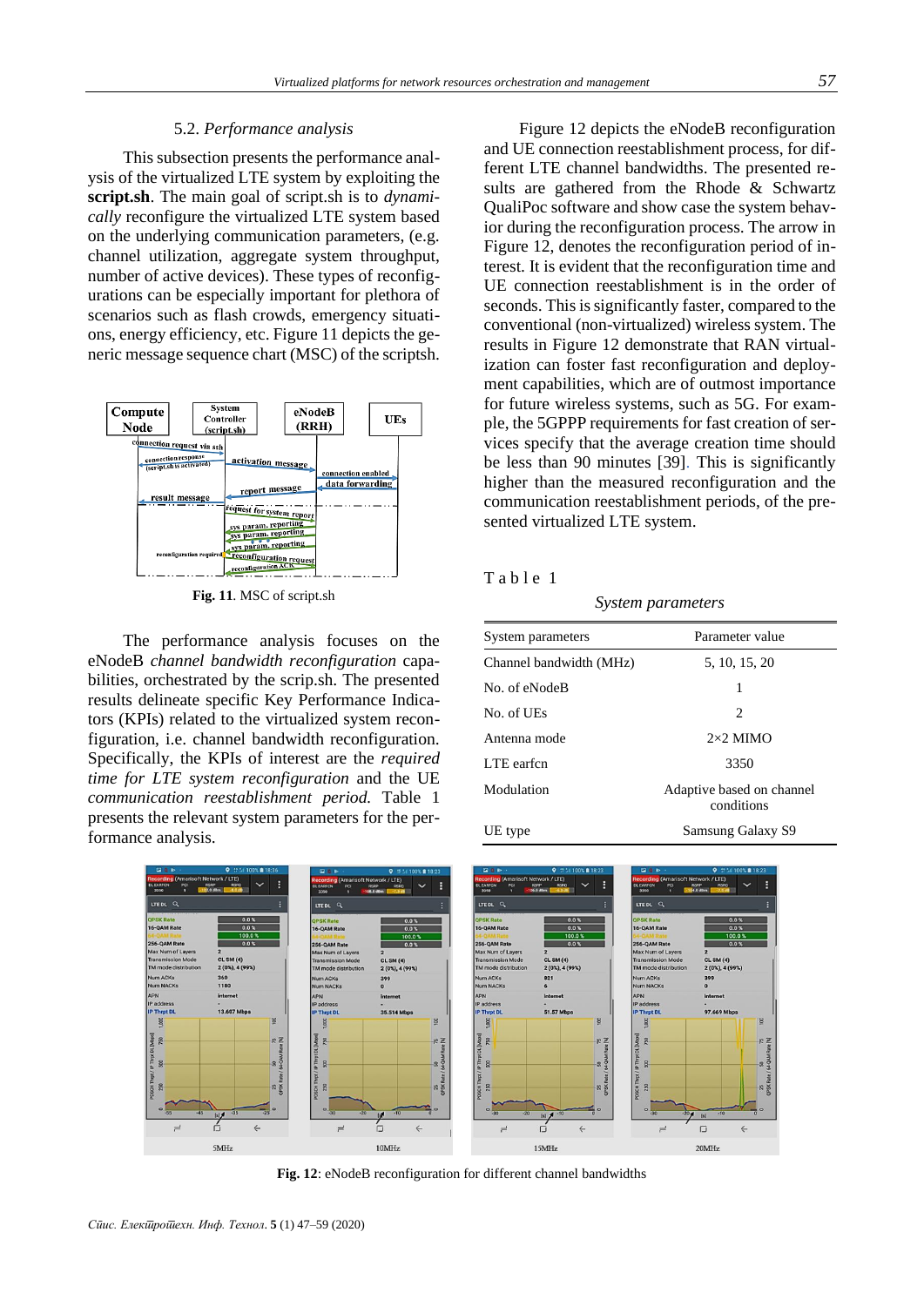### 5.2. *Performance analysis*

This subsection presents the performance analysis of the virtualized LTE system by exploiting the **script.sh**. The main goal of script.sh is to *dynamically* reconfigure the virtualized LTE system based on the underlying communication parameters, (e.g. channel utilization, aggregate system throughput, number of active devices). These types of reconfigurations can be especially important for plethora of scenarios such as flash crowds, emergency situations, energy efficiency, etc. Figure 11 depicts the generic message sequence chart (MSC) of the scriptsh.

**Fig. 11**. MSC of script.sh

The performance analysis focuses on the eNodeB *channel bandwidth reconfiguration* capabilities, orchestrated by the scrip.sh. The presented results delineate specific Key Performance Indicators (KPIs) related to the virtualized system reconfiguration, i.e. channel bandwidth reconfiguration. Specifically, the KPIs of interest are the *required time for LTE system reconfiguration* and the UE *communication reestablishment period.* Table 1 presents the relevant system parameters for the performance analysis.

Figure 12 depicts the eNodeB reconfiguration and UE connection reestablishment process, for different LTE channel bandwidths. The presented results are gathered from the Rhode & Schwartz QualiPoc software and show case the system behavior during the reconfiguration process. The arrow in Figure 12, denotes the reconfiguration period of interest. It is evident that the reconfiguration time and UE connection reestablishment is in the order of seconds. This is significantly faster, compared to the conventional (non-virtualized) wireless system. The results in Figure 12 demonstrate that RAN virtualization can foster fast reconfiguration and deployment capabilities, which are of outmost importance for future wireless systems, such as 5G. For example, the 5GPPP requirements for fast creation of services specify that the average creation time should be less than 90 minutes [39]. This is significantly higher than the measured reconfiguration and the communication reestablishment periods, of the presented virtualized LTE system.

Table 1

*System parameters*

| System parameters | Parameter value |
|---|---|
| Channel bandwidth (MHz) | 5, 10, 15, 20 |
| No. of eNodeB | 1 |
| No. of UEs | 2 |
| Antenna mode | 2×2 MIMO |
| LTE earfcn | 3350 |
| Modulation | Adaptive based on channel conditions |
| UE type | Samsung Galaxy S9 |

**Fig. 12**: eNodeB reconfiguration for different channel bandwidths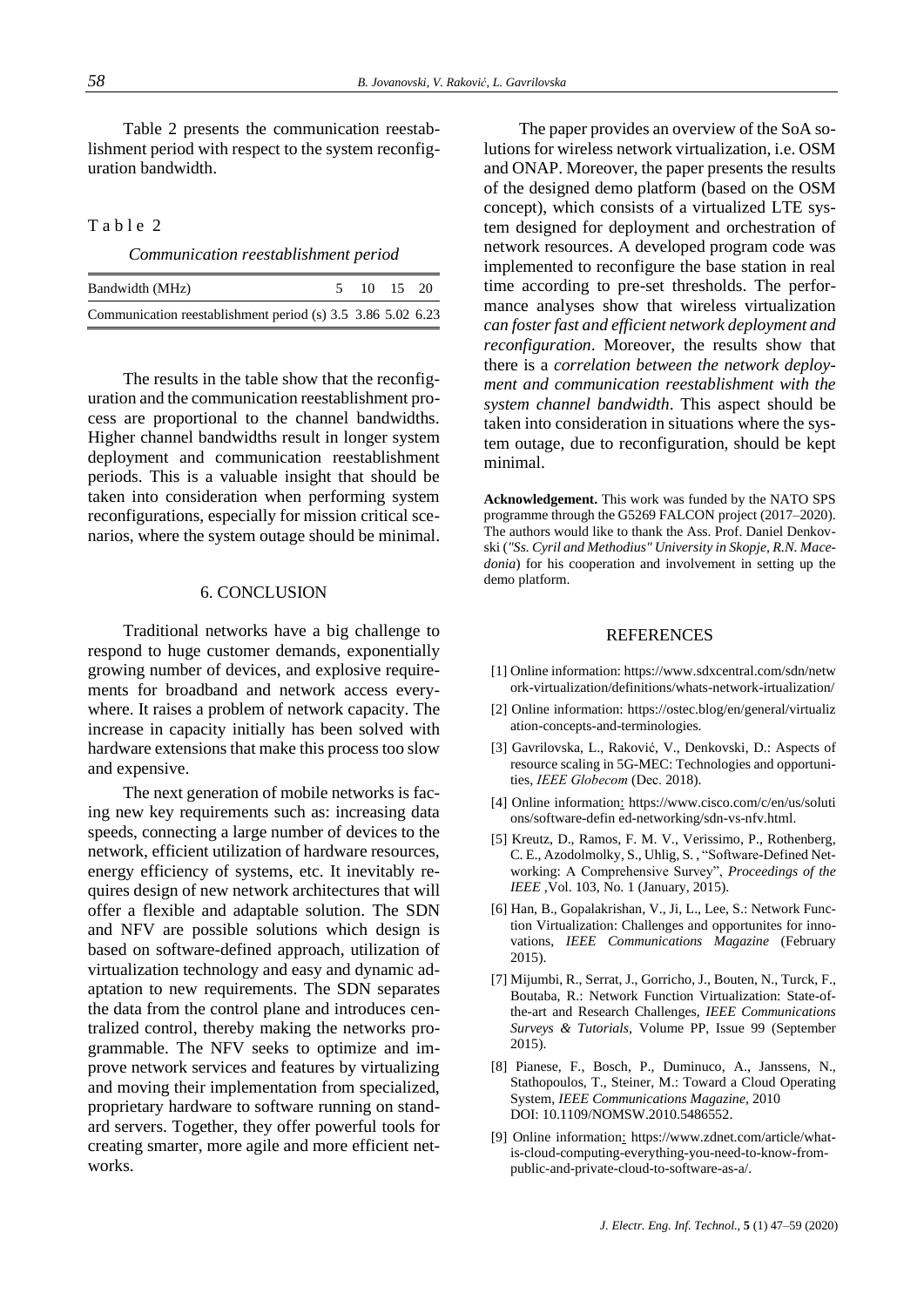Table 2 presents the communication reestablishment period with respect to the system reconfiguration bandwidth.

Table 2

*Communication reestablishment period*

| Bandwidth (MHz) | 5 | 10 | 15 | 20 |
|---|---|---|---|---|
| Communication reestablishment period (s) | 3.5 | 3.86 | 5.02 | 6.23 |

The results in the table show that the reconfiguration and the communication reestablishment process are proportional to the channel bandwidths. Higher channel bandwidths result in longer system deployment and communication reestablishment periods. This is a valuable insight that should be taken into consideration when performing system reconfigurations, especially for mission critical scenarios, where the system outage should be minimal.

## 6. CONCLUSION

Traditional networks have a big challenge to respond to huge customer demands, exponentially growing number of devices, and explosive requirements for broadband and network access everywhere. It raises a problem of network capacity. The increase in capacity initially has been solved with hardware extensions that make this process too slow and expensive.

The next generation of mobile networks is facing new key requirements such as: increasing data speeds, connecting a large number of devices to the network, efficient utilization of hardware resources, energy efficiency of systems, etc. It inevitably requires design of new network architectures that will offer a flexible and adaptable solution. The SDN and NFV are possible solutions which design is based on software-defined approach, utilization of virtualization technology and easy and dynamic adaptation to new requirements. The SDN separates the data from the control plane and introduces centralized control, thereby making the networks programmable. The NFV seeks to optimize and improve network services and features by virtualizing and moving their implementation from specialized, proprietary hardware to software running on standard servers. Together, they offer powerful tools for creating smarter, more agile and more efficient networks.

The paper provides an overview of the SoA solutions for wireless network virtualization, i.e. OSM and ONAP. Moreover, the paper presents the results of the designed demo platform (based on the OSM concept), which consists of a virtualized LTE system designed for deployment and orchestration of network resources. A developed program code was implemented to reconfigure the base station in real time according to pre-set thresholds. The performance analyses show that wireless virtualization *can foster fast and efficient network deployment and reconfiguration*. Moreover, the results show that there is a *correlation between the network deployment and communication reestablishment with the system channel bandwidth*. This aspect should be taken into consideration in situations where the system outage, due to reconfiguration, should be kept minimal.

**Acknowledgement.** This work was funded by the NATO SPS programme through the G5269 FALCON project (2017–2020). The authors would like to thank the Ass. Prof. Daniel Denkovski (*"Ss. Cyril and Methodius" University in Skopje, R.N. Macedonia*) for his cooperation and involvement in setting up the demo platform.

## REFERENCES

[1] Online information: https://www.sdxcentral.com/sdn/network-virtualization/definitions/whats-network-irtualization/

[2] Online information: https://ostec.blog/en/general/virtualization-concepts-and-terminologies.

[3] Gavrilovska, L., Raković, V., Denkovski, D.: Aspects of resource scaling in 5G-MEC: Technologies and opportunities, *IEEE Globecom* (Dec. 2018).

[4] Online information: https://www.cisco.com/c/en/us/solutions/software-defin ed-networking/sdn-vs-nfv.html.

[5] Kreutz, D., Ramos, F. M. V., Verissimo, P., Rothenberg, C. E., Azodolmolky, S., Uhlig, S. , "Software-Defined Networking: A Comprehensive Survey", *Proceedings of the IEEE* ,Vol. 103, No. 1 (January, 2015).

[6] Han, B., Gopalakrishan, V., Ji, L., Lee, S.: Network Function Virtualization: Challenges and opportunites for innovations, *IEEE Communications Magazine* (February 2015).

[7] Mijumbi, R., Serrat, J., Gorricho, J., Bouten, N., Turck, F., Boutaba, R.: Network Function Virtualization: State-of-the-art and Research Challenges, *IEEE Communications Surveys & Tutorials*, Volume PP, Issue 99 (September 2015).

[8] Pianese, F., Bosch, P., Duminuco, A., Janssens, N., Stathopoulos, T., Steiner, M.: Toward a Cloud Operating System, *IEEE Communications Magazine*, 2010 DOI: 10.1109/NOMSW.2010.5486552.

[9] Online information: https://www.zdnet.com/article/what-is-cloud-computing-everything-you-need-to-know-from-public-and-private-cloud-to-software-as-a/.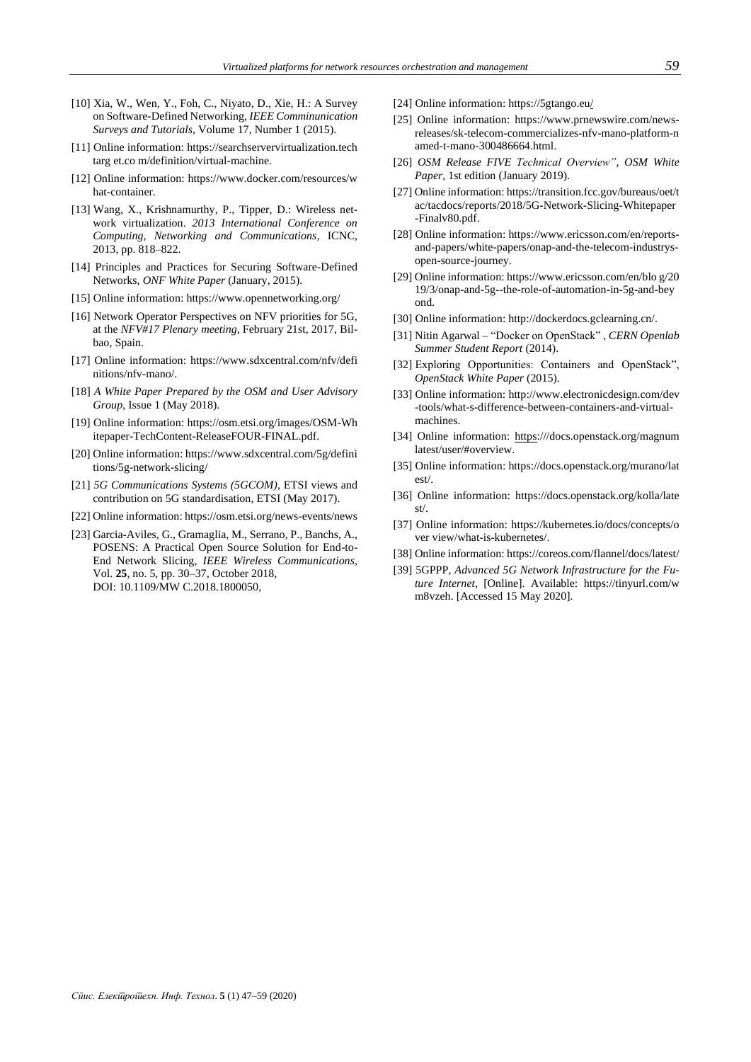[10] Xia, W., Wen, Y., Foh, C., Niyato, D., Xie, H.: A Survey on Software-Defined Networking, *IEEE Comminunication Surveys and Tutorials*, Volume 17, Number 1 (2015).

[11] Online information: https://searchservervirtualization.tech targ et.co m/definition/virtual-machine.

[12] Online information: https://www.docker.com/resources/w hat-container.

[13] Wang, X., Krishnamurthy, P., Tipper, D.: Wireless network virtualization. *2013 International Conference on Computing, Networking and Communications*, ICNC, 2013, pp. 818–822.

[14] Principles and Practices for Securing Software-Defined Networks, *ONF White Paper* (January, 2015).

[15] Online information: https://www.opennetworking.org/

[16] Network Operator Perspectives on NFV priorities for 5G, at the *NFV#17 Plenary meeting*, February 21st, 2017, Bilbao, Spain.

[17] Online information: https://www.sdxcentral.com/nfv/defi nitions/nfv-mano/.

[18] *A White Paper Prepared by the OSM and User Advisory Group*, Issue 1 (May 2018).

[19] Online information: https://osm.etsi.org/images/OSM-Wh itepaper-TechContent-ReleaseFOUR-FINAL.pdf.

[20] Online information: https://www.sdxcentral.com/5g/defini tions/5g-network-slicing/

[21] *5G Communications Systems (5GCOM)*, ETSI views and contribution on 5G standardisation, ETSI (May 2017).

[22] Online information: https://osm.etsi.org/news-events/news

[23] Garcia-Aviles, G., Gramaglia, M., Serrano, P., Banchs, A., POSENS: A Practical Open Source Solution for End-to-End Network Slicing, *IEEE Wireless Communications*, Vol. **25**, no. 5, pp. 30–37, October 2018, DOI: 10.1109/MW C.2018.1800050,

[24] Online information: https://5gtango.eu/

[25] Online information: https://www.prnewswire.com/news-releases/sk-telecom-commercializes-nfv-mano-platform-n amed-t-mano-300486664.html.

[26] *OSM Release FIVE Technical Overview", OSM White Paper*, 1st edition (January 2019).

[27] Online information: https://transition.fcc.gov/bureaus/oet/t ac/tacdocs/reports/2018/5G-Network-Slicing-Whitepaper -Finalv80.pdf.

[28] Online information: https://www.ericsson.com/en/reports-and-papers/white-papers/onap-and-the-telecom-industrys-open-source-journey.

[29] Online information: https://www.ericsson.com/en/blo g/20 19/3/onap-and-5g--the-role-of-automation-in-5g-and-bey ond.

[30] Online information: http://dockerdocs.gclearning.cn/.

[31] Nitin Agarwal – "Docker on OpenStack" , *CERN Openlab Summer Student Report* (2014).

[32] Exploring Opportunities: Containers and OpenStack", *OpenStack White Paper* (2015).

[33] Online information: http://www.electronicdesign.com/dev -tools/what-s-difference-between-containers-and-virtual-machines.

[34] Online information: https:///docs.openstack.org/magnum latest/user/#overview.

[35] Online information: https://docs.openstack.org/murano/lat est/.

[36] Online information: https://docs.openstack.org/kolla/late st/.

[37] Online information: https://kubernetes.io/docs/concepts/o ver view/what-is-kubernetes/.

[38] Online information: https://coreos.com/flannel/docs/latest/

[39] 5GPPP, *Advanced 5G Network Infrastructure for the Future Internet*, [Online]. Available: https://tinyurl.com/w m8vzeh. [Accessed 15 May 2020].